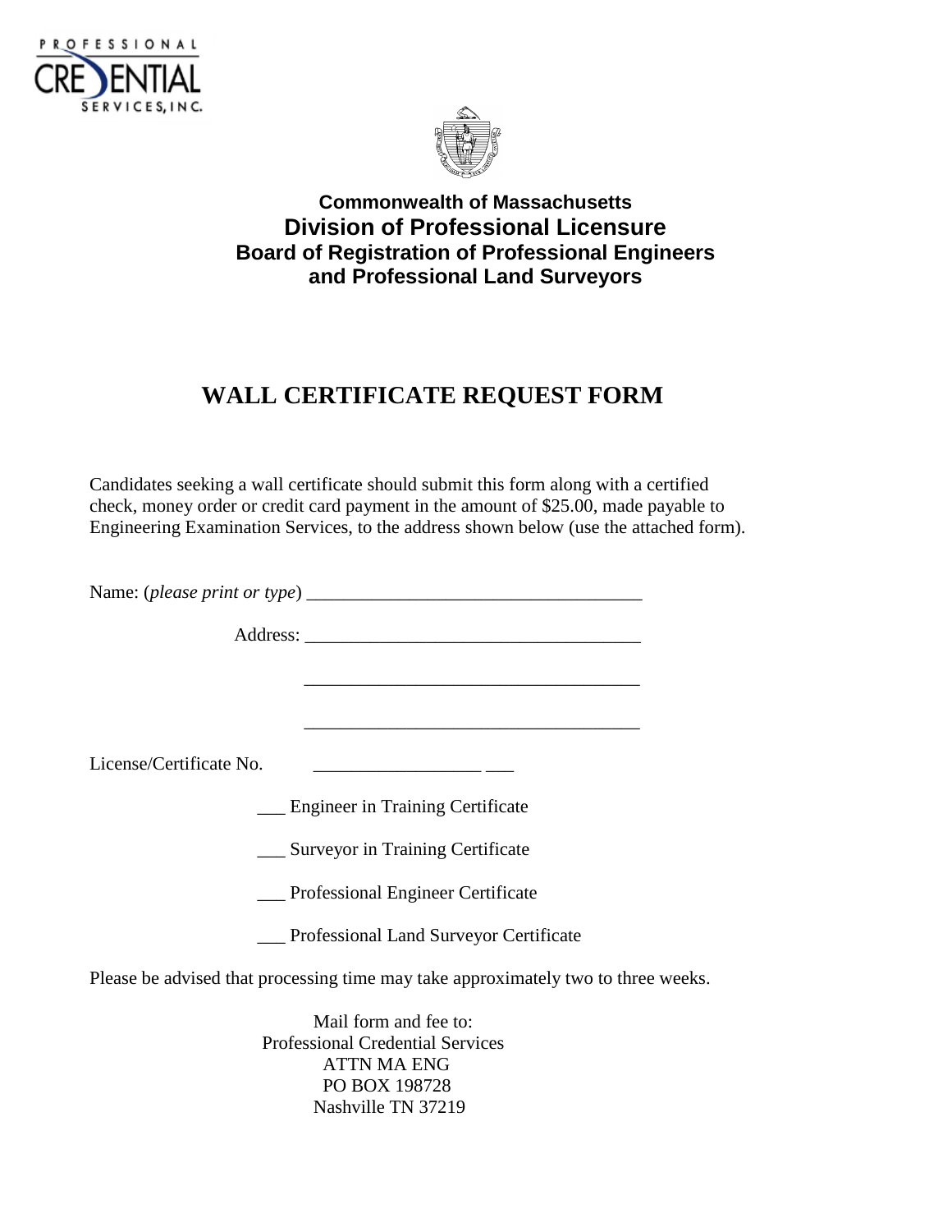**Commonwealth of Massachusetts**

**Division of Professional Licensure**

**Board of Registration of Professional Engineers and Professional Land Surveyors**

# WALL CERTIFICATE REQUEST FORM

Candidates seeking a wall certificate should submit this form along with a certified check, money order or credit card payment in the amount of $25.00, made payable to Engineering Examination Services, to the address shown below (use the attached form).

Name: (*please print or type*) ____________________________________

Address: ____________________________________

____________________________________

____________________________________

License/Certificate No. __________________ ___

___ Engineer in Training Certificate

___ Surveyor in Training Certificate

___ Professional Engineer Certificate

___ Professional Land Surveyor Certificate

Please be advised that processing time may take approximately two to three weeks.

Mail form and fee to:
Professional Credential Services
ATTN MA ENG
PO BOX 198728
Nashville TN 37219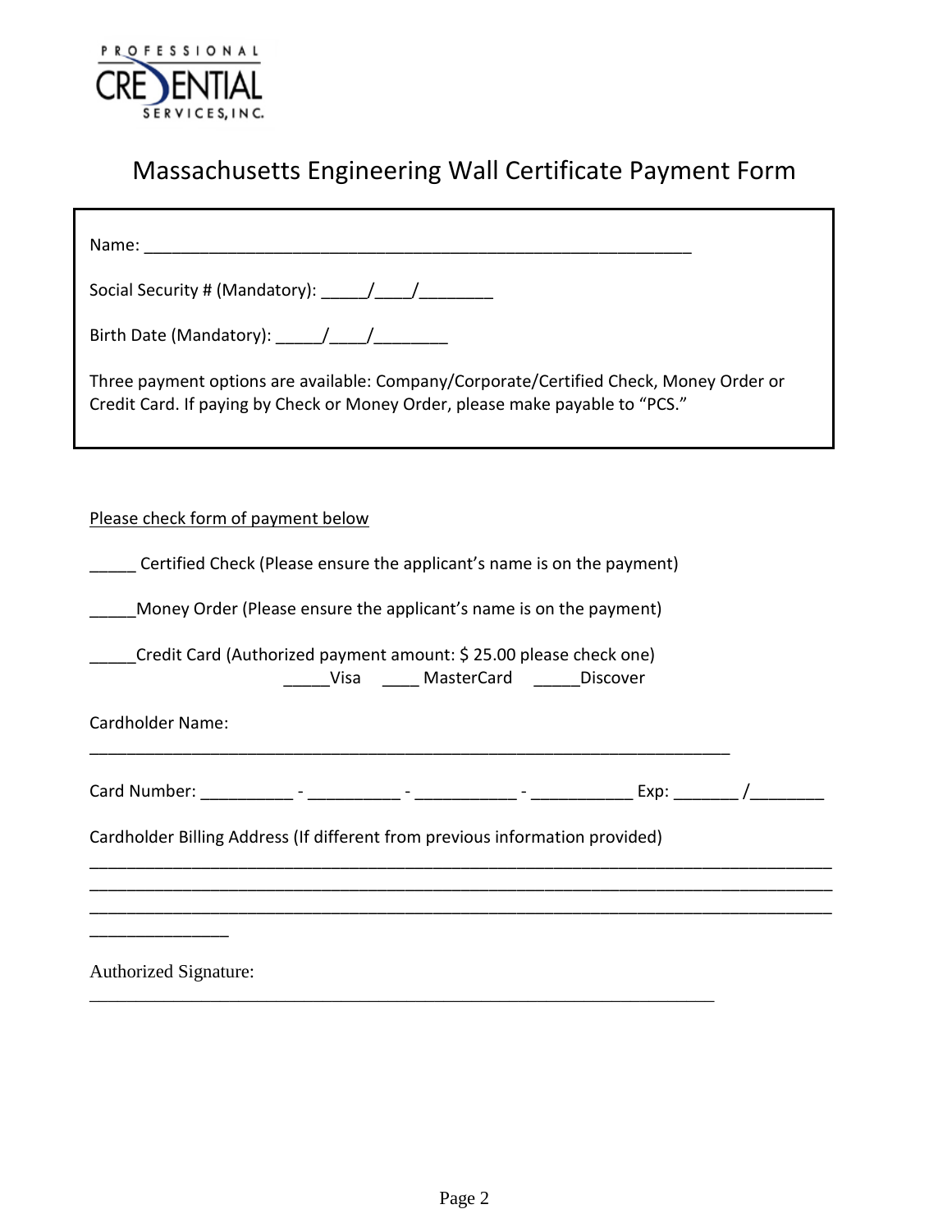PROFESSIONAL CREDENTIAL SERVICES, INC.

# Massachusetts Engineering Wall Certificate Payment Form

Name: ____________________________________________________________

Social Security # (Mandatory): _____/____/________

Birth Date (Mandatory): _____/____/________

Three payment options are available: Company/Corporate/Certified Check, Money Order or Credit Card. If paying by Check or Money Order, please make payable to "PCS."

Please check form of payment below

_____ Certified Check (Please ensure the applicant's name is on the payment)

_____Money Order (Please ensure the applicant's name is on the payment)

_____Credit Card (Authorized payment amount: $ 25.00 please check one)
_____Visa ____ MasterCard _____Discover

Cardholder Name:
______________________________________________________________________

Card Number: __________ - __________ - ___________ - ___________ Exp: _______ /________

Cardholder Billing Address (If different from previous information provided)
_________________________________________________________________________________
_________________________________________________________________________________
_________________________________________________________________________________
_______________

Authorized Signature:
______________________________________________________________________